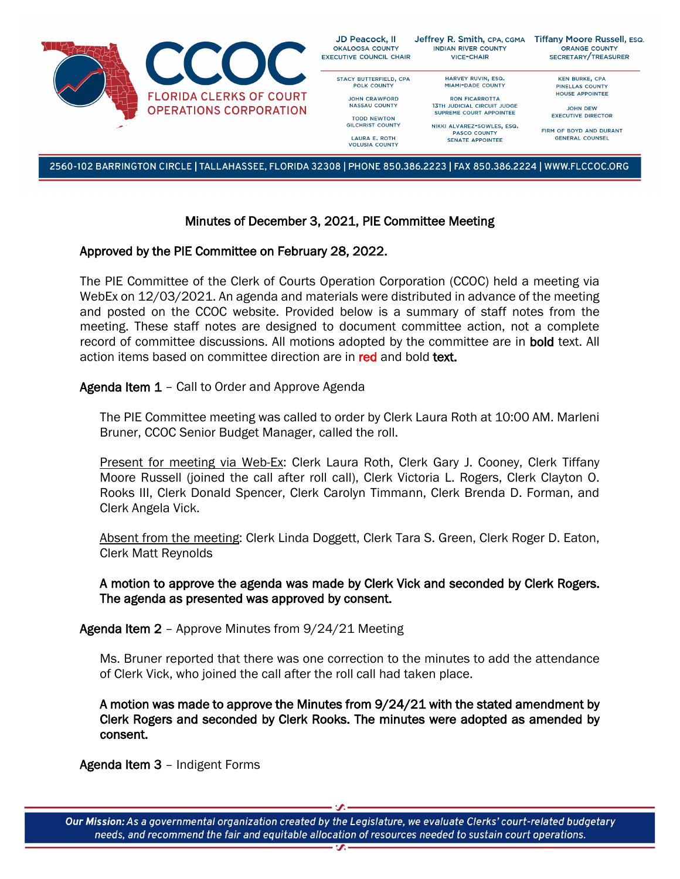# Minutes of December 3, 2021, PIE Committee Meeting

**Approved by the PIE Committee on February 28, 2022.**

The PIE Committee of the Clerk of Courts Operation Corporation (CCOC) held a meeting via WebEx on 12/03/2021. An agenda and materials were distributed in advance of the meeting and posted on the CCOC website. Provided below is a summary of staff notes from the meeting. These staff notes are designed to document committee action, not a complete record of committee discussions. All motions adopted by the committee are in **bold** text. All action items based on committee direction are in **red** and bold **text.**

**Agenda Item 1** – Call to Order and Approve Agenda

The PIE Committee meeting was called to order by Clerk Laura Roth at 10:00 AM. Marleni Bruner, CCOC Senior Budget Manager, called the roll.

Present for meeting via Web-Ex: Clerk Laura Roth, Clerk Gary J. Cooney, Clerk Tiffany Moore Russell (joined the call after roll call), Clerk Victoria L. Rogers, Clerk Clayton O. Rooks III, Clerk Donald Spencer, Clerk Carolyn Timmann, Clerk Brenda D. Forman, and Clerk Angela Vick.

Absent from the meeting: Clerk Linda Doggett, Clerk Tara S. Green, Clerk Roger D. Eaton, Clerk Matt Reynolds

**A motion to approve the agenda was made by Clerk Vick and seconded by Clerk Rogers. The agenda as presented was approved by consent.**

**Agenda Item 2** – Approve Minutes from 9/24/21 Meeting

Ms. Bruner reported that there was one correction to the minutes to add the attendance of Clerk Vick, who joined the call after the roll call had taken place.

**A motion was made to approve the Minutes from 9/24/21 with the stated amendment by Clerk Rogers and seconded by Clerk Rooks. The minutes were adopted as amended by consent.**

**Agenda Item 3** – Indigent Forms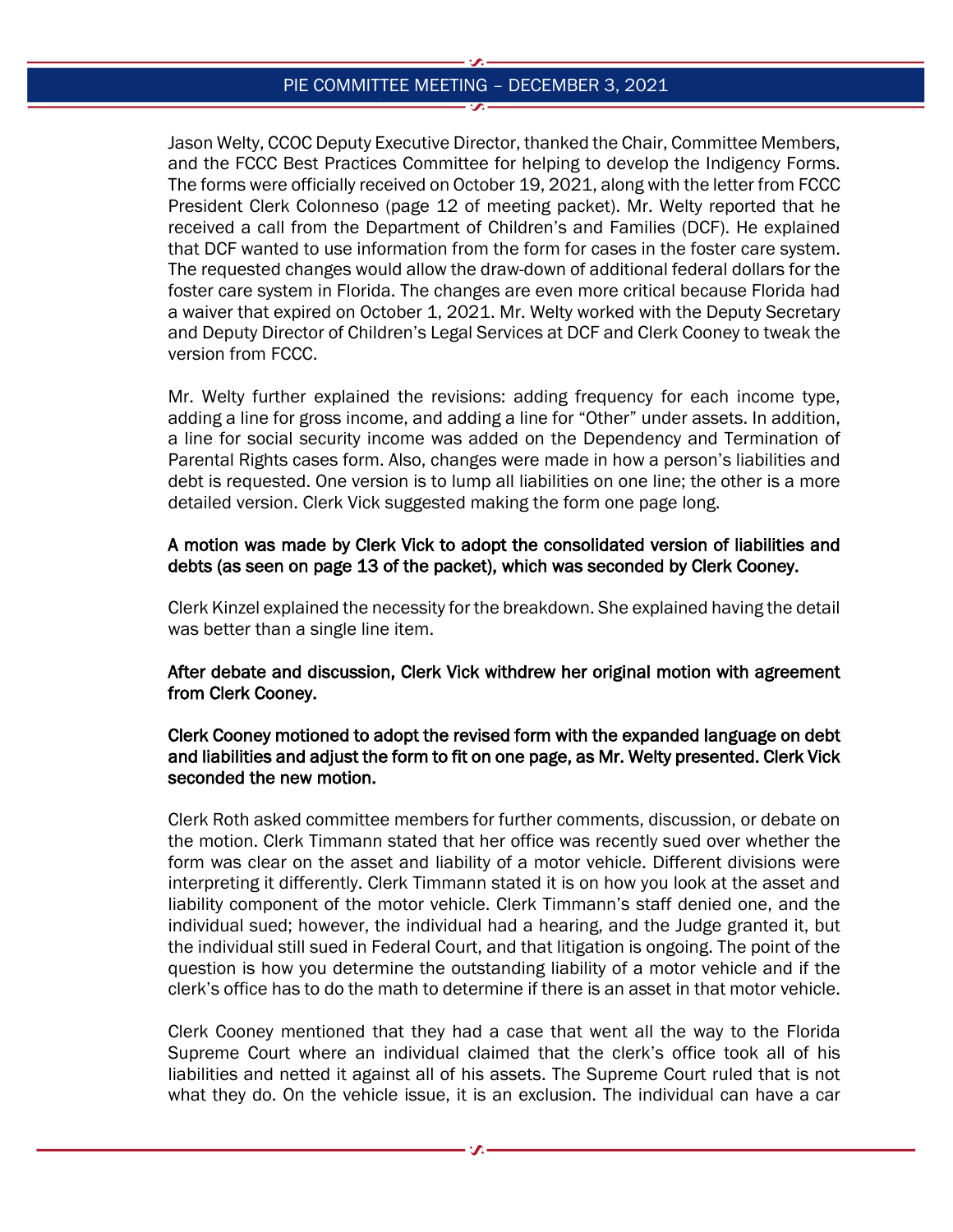Jason Welty, CCOC Deputy Executive Director, thanked the Chair, Committee Members, and the FCCC Best Practices Committee for helping to develop the Indigency Forms. The forms were officially received on October 19, 2021, along with the letter from FCCC President Clerk Colonneso (page 12 of meeting packet). Mr. Welty reported that he received a call from the Department of Children's and Families (DCF). He explained that DCF wanted to use information from the form for cases in the foster care system. The requested changes would allow the draw-down of additional federal dollars for the foster care system in Florida. The changes are even more critical because Florida had a waiver that expired on October 1, 2021. Mr. Welty worked with the Deputy Secretary and Deputy Director of Children's Legal Services at DCF and Clerk Cooney to tweak the version from FCCC.

Mr. Welty further explained the revisions: adding frequency for each income type, adding a line for gross income, and adding a line for "Other" under assets. In addition, a line for social security income was added on the Dependency and Termination of Parental Rights cases form. Also, changes were made in how a person's liabilities and debt is requested. One version is to lump all liabilities on one line; the other is a more detailed version. Clerk Vick suggested making the form one page long.

**A motion was made by Clerk Vick to adopt the consolidated version of liabilities and debts (as seen on page 13 of the packet), which was seconded by Clerk Cooney.**

Clerk Kinzel explained the necessity for the breakdown. She explained having the detail was better than a single line item.

**After debate and discussion, Clerk Vick withdrew her original motion with agreement from Clerk Cooney.**

**Clerk Cooney motioned to adopt the revised form with the expanded language on debt and liabilities and adjust the form to fit on one page, as Mr. Welty presented. Clerk Vick seconded the new motion.**

Clerk Roth asked committee members for further comments, discussion, or debate on the motion. Clerk Timmann stated that her office was recently sued over whether the form was clear on the asset and liability of a motor vehicle. Different divisions were interpreting it differently. Clerk Timmann stated it is on how you look at the asset and liability component of the motor vehicle. Clerk Timmann's staff denied one, and the individual sued; however, the individual had a hearing, and the Judge granted it, but the individual still sued in Federal Court, and that litigation is ongoing. The point of the question is how you determine the outstanding liability of a motor vehicle and if the clerk's office has to do the math to determine if there is an asset in that motor vehicle.

Clerk Cooney mentioned that they had a case that went all the way to the Florida Supreme Court where an individual claimed that the clerk's office took all of his liabilities and netted it against all of his assets. The Supreme Court ruled that is not what they do. On the vehicle issue, it is an exclusion. The individual can have a car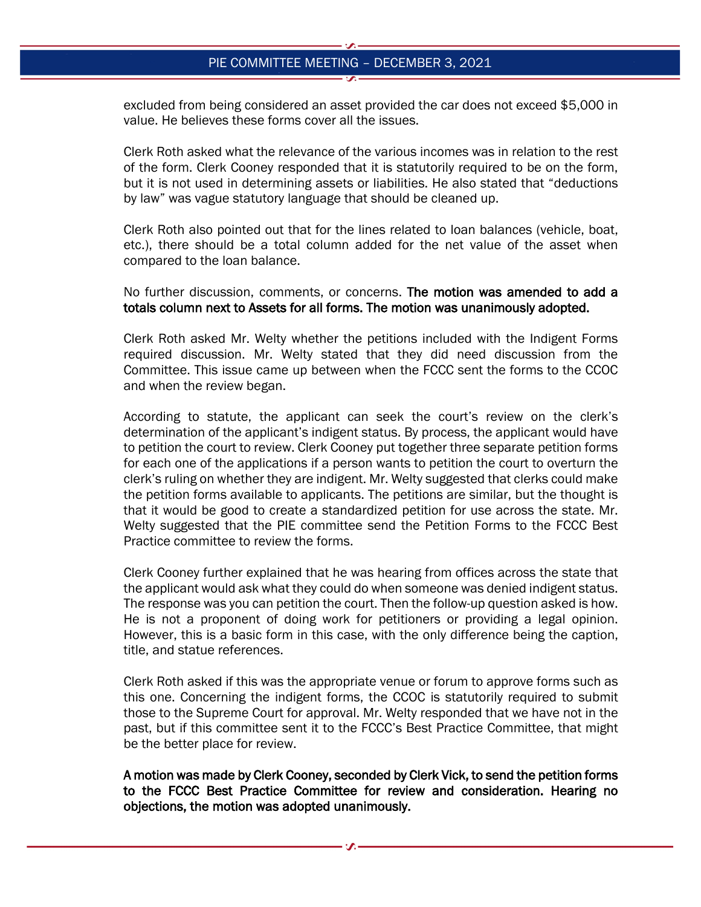excluded from being considered an asset provided the car does not exceed $5,000 in value. He believes these forms cover all the issues.

Clerk Roth asked what the relevance of the various incomes was in relation to the rest of the form. Clerk Cooney responded that it is statutorily required to be on the form, but it is not used in determining assets or liabilities. He also stated that "deductions by law" was vague statutory language that should be cleaned up.

Clerk Roth also pointed out that for the lines related to loan balances (vehicle, boat, etc.), there should be a total column added for the net value of the asset when compared to the loan balance.

No further discussion, comments, or concerns. **The motion was amended to add a totals column next to Assets for all forms. The motion was unanimously adopted.**

Clerk Roth asked Mr. Welty whether the petitions included with the Indigent Forms required discussion. Mr. Welty stated that they did need discussion from the Committee. This issue came up between when the FCCC sent the forms to the CCOC and when the review began.

According to statute, the applicant can seek the court's review on the clerk's determination of the applicant's indigent status. By process, the applicant would have to petition the court to review. Clerk Cooney put together three separate petition forms for each one of the applications if a person wants to petition the court to overturn the clerk's ruling on whether they are indigent. Mr. Welty suggested that clerks could make the petition forms available to applicants. The petitions are similar, but the thought is that it would be good to create a standardized petition for use across the state. Mr. Welty suggested that the PIE committee send the Petition Forms to the FCCC Best Practice committee to review the forms.

Clerk Cooney further explained that he was hearing from offices across the state that the applicant would ask what they could do when someone was denied indigent status. The response was you can petition the court. Then the follow-up question asked is how. He is not a proponent of doing work for petitioners or providing a legal opinion. However, this is a basic form in this case, with the only difference being the caption, title, and statue references.

Clerk Roth asked if this was the appropriate venue or forum to approve forms such as this one. Concerning the indigent forms, the CCOC is statutorily required to submit those to the Supreme Court for approval. Mr. Welty responded that we have not in the past, but if this committee sent it to the FCCC's Best Practice Committee, that might be the better place for review.

**A motion was made by Clerk Cooney, seconded by Clerk Vick, to send the petition forms to the FCCC Best Practice Committee for review and consideration. Hearing no objections, the motion was adopted unanimously.**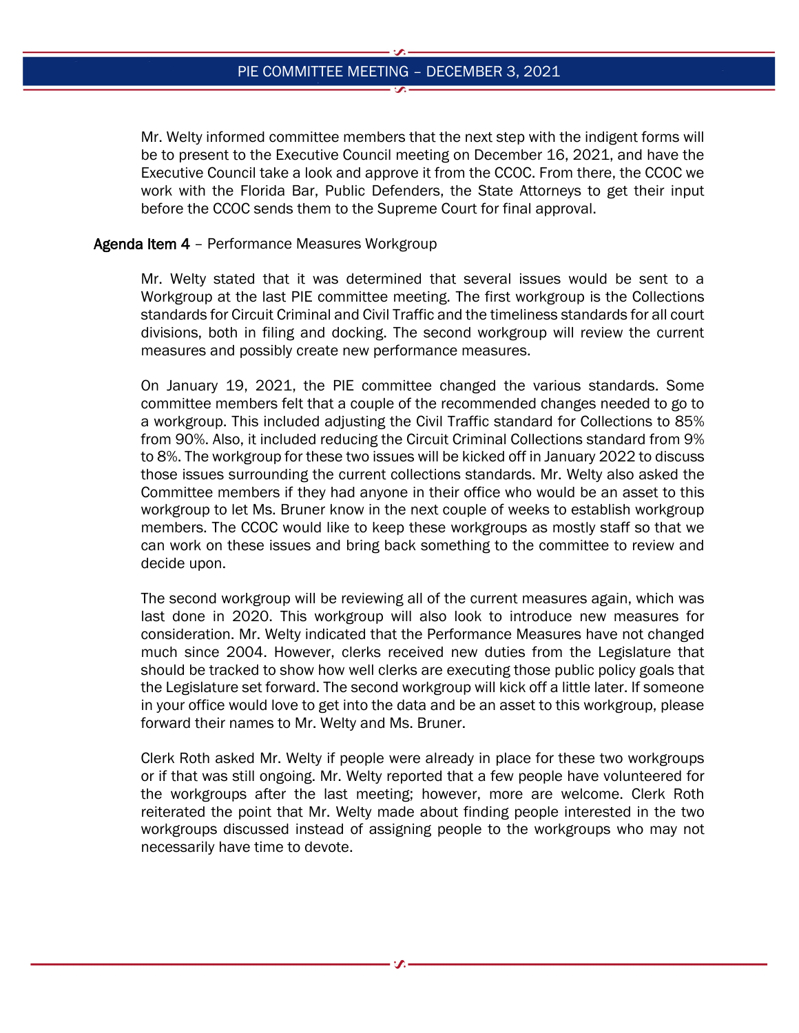Mr. Welty informed committee members that the next step with the indigent forms will be to present to the Executive Council meeting on December 16, 2021, and have the Executive Council take a look and approve it from the CCOC. From there, the CCOC we work with the Florida Bar, Public Defenders, the State Attorneys to get their input before the CCOC sends them to the Supreme Court for final approval.

**Agenda Item 4** – Performance Measures Workgroup

Mr. Welty stated that it was determined that several issues would be sent to a Workgroup at the last PIE committee meeting. The first workgroup is the Collections standards for Circuit Criminal and Civil Traffic and the timeliness standards for all court divisions, both in filing and docking. The second workgroup will review the current measures and possibly create new performance measures.

On January 19, 2021, the PIE committee changed the various standards. Some committee members felt that a couple of the recommended changes needed to go to a workgroup. This included adjusting the Civil Traffic standard for Collections to 85% from 90%. Also, it included reducing the Circuit Criminal Collections standard from 9% to 8%. The workgroup for these two issues will be kicked off in January 2022 to discuss those issues surrounding the current collections standards. Mr. Welty also asked the Committee members if they had anyone in their office who would be an asset to this workgroup to let Ms. Bruner know in the next couple of weeks to establish workgroup members. The CCOC would like to keep these workgroups as mostly staff so that we can work on these issues and bring back something to the committee to review and decide upon.

The second workgroup will be reviewing all of the current measures again, which was last done in 2020. This workgroup will also look to introduce new measures for consideration. Mr. Welty indicated that the Performance Measures have not changed much since 2004. However, clerks received new duties from the Legislature that should be tracked to show how well clerks are executing those public policy goals that the Legislature set forward. The second workgroup will kick off a little later. If someone in your office would love to get into the data and be an asset to this workgroup, please forward their names to Mr. Welty and Ms. Bruner.

Clerk Roth asked Mr. Welty if people were already in place for these two workgroups or if that was still ongoing. Mr. Welty reported that a few people have volunteered for the workgroups after the last meeting; however, more are welcome. Clerk Roth reiterated the point that Mr. Welty made about finding people interested in the two workgroups discussed instead of assigning people to the workgroups who may not necessarily have time to devote.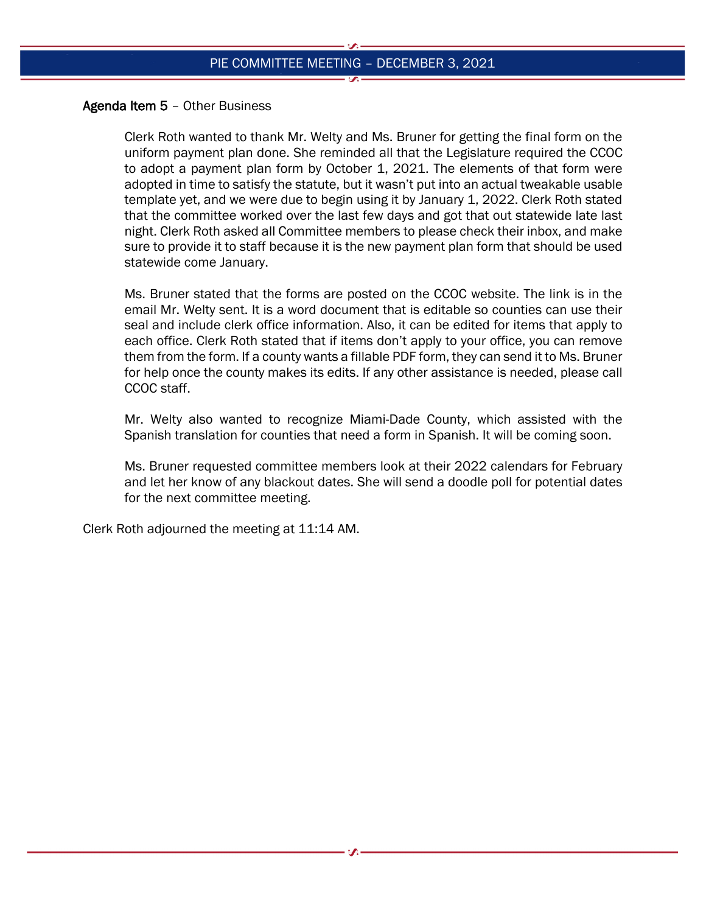**Agenda Item 5** – Other Business

Clerk Roth wanted to thank Mr. Welty and Ms. Bruner for getting the final form on the uniform payment plan done. She reminded all that the Legislature required the CCOC to adopt a payment plan form by October 1, 2021. The elements of that form were adopted in time to satisfy the statute, but it wasn't put into an actual tweakable usable template yet, and we were due to begin using it by January 1, 2022. Clerk Roth stated that the committee worked over the last few days and got that out statewide late last night. Clerk Roth asked all Committee members to please check their inbox, and make sure to provide it to staff because it is the new payment plan form that should be used statewide come January.

Ms. Bruner stated that the forms are posted on the CCOC website. The link is in the email Mr. Welty sent. It is a word document that is editable so counties can use their seal and include clerk office information. Also, it can be edited for items that apply to each office. Clerk Roth stated that if items don't apply to your office, you can remove them from the form. If a county wants a fillable PDF form, they can send it to Ms. Bruner for help once the county makes its edits. If any other assistance is needed, please call CCOC staff.

Mr. Welty also wanted to recognize Miami-Dade County, which assisted with the Spanish translation for counties that need a form in Spanish. It will be coming soon.

Ms. Bruner requested committee members look at their 2022 calendars for February and let her know of any blackout dates. She will send a doodle poll for potential dates for the next committee meeting.

Clerk Roth adjourned the meeting at 11:14 AM.